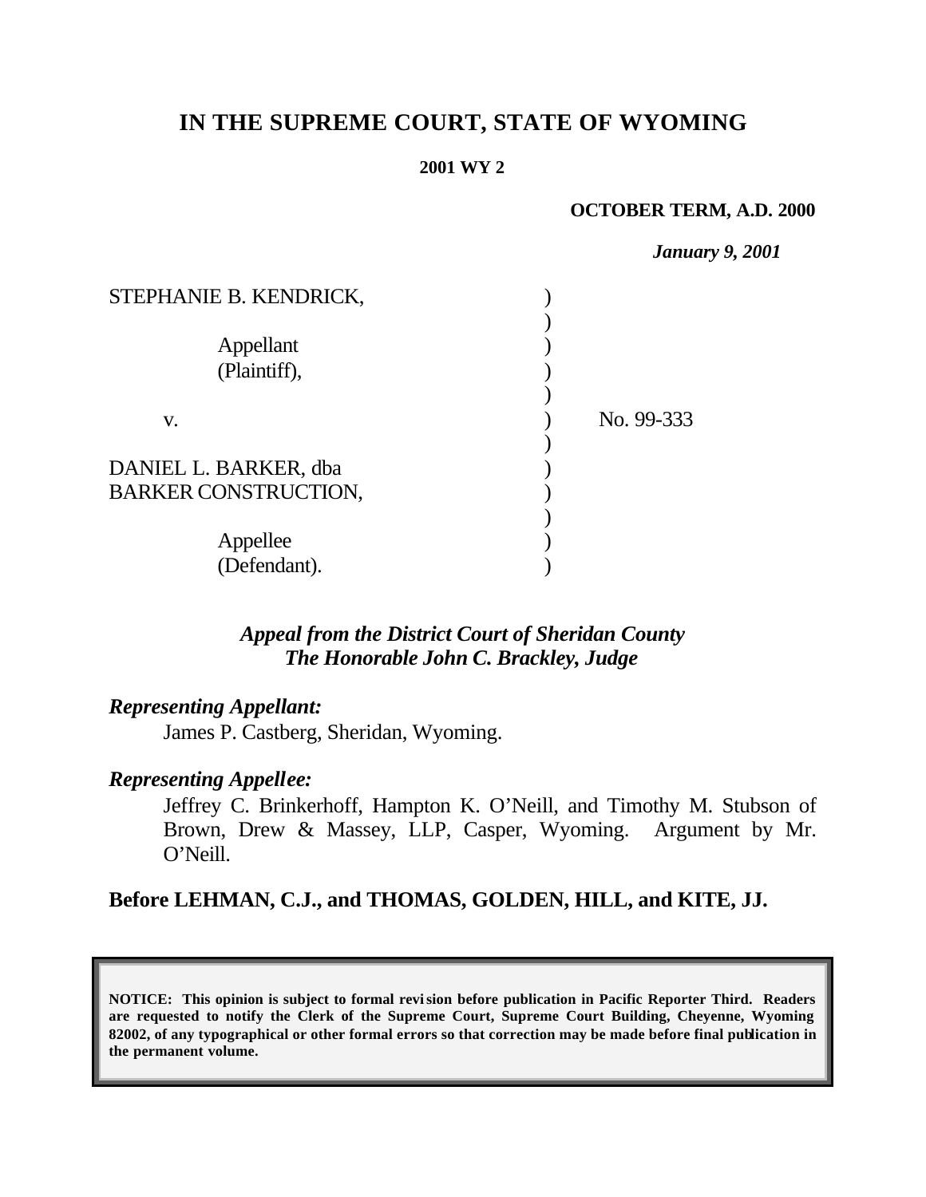# IN THE SUPREME COURT, STATE OF WYOMING

**2001 WY 2**

**OCTOBER TERM, A.D. 2000**

***January 9, 2001***

STEPHANIE B. KENDRICK,

Appellant (Plaintiff),

v.

No. 99-333

DANIEL L. BARKER, dba BARKER CONSTRUCTION,

Appellee (Defendant).

***Appeal from the District Court of Sheridan County***
***The Honorable John C. Brackley, Judge***

***Representing Appellant:***

James P. Castberg, Sheridan, Wyoming.

***Representing Appellee:***

Jeffrey C. Brinkerhoff, Hampton K. O'Neill, and Timothy M. Stubson of Brown, Drew & Massey, LLP, Casper, Wyoming. Argument by Mr. O'Neill.

**Before LEHMAN, C.J., and THOMAS, GOLDEN, HILL, and KITE, JJ.**

**NOTICE: This opinion is subject to formal revision before publication in Pacific Reporter Third. Readers are requested to notify the Clerk of the Supreme Court, Supreme Court Building, Cheyenne, Wyoming 82002, of any typographical or other formal errors so that correction may be made before final publication in the permanent volume.**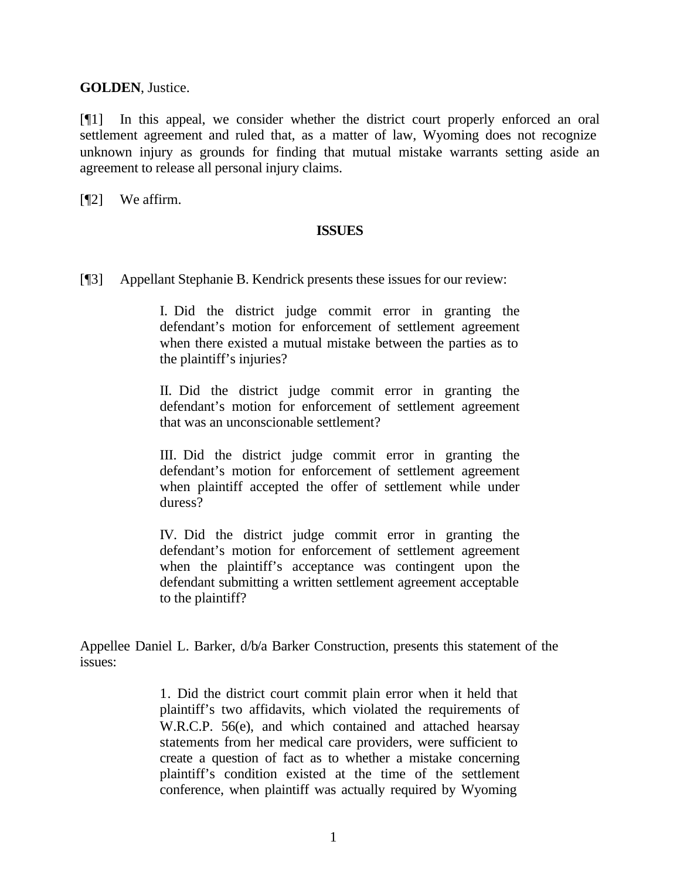**GOLDEN**, Justice.

[¶1] In this appeal, we consider whether the district court properly enforced an oral settlement agreement and ruled that, as a matter of law, Wyoming does not recognize unknown injury as grounds for finding that mutual mistake warrants setting aside an agreement to release all personal injury claims.

[¶2] We affirm.

## ISSUES

[¶3] Appellant Stephanie B. Kendrick presents these issues for our review:

> I. Did the district judge commit error in granting the defendant's motion for enforcement of settlement agreement when there existed a mutual mistake between the parties as to the plaintiff's injuries?
>
> II. Did the district judge commit error in granting the defendant's motion for enforcement of settlement agreement that was an unconscionable settlement?
>
> III. Did the district judge commit error in granting the defendant's motion for enforcement of settlement agreement when plaintiff accepted the offer of settlement while under duress?
>
> IV. Did the district judge commit error in granting the defendant's motion for enforcement of settlement agreement when the plaintiff's acceptance was contingent upon the defendant submitting a written settlement agreement acceptable to the plaintiff?

Appellee Daniel L. Barker, d/b/a Barker Construction, presents this statement of the issues:

> 1. Did the district court commit plain error when it held that plaintiff's two affidavits, which violated the requirements of W.R.C.P. 56(e), and which contained and attached hearsay statements from her medical care providers, were sufficient to create a question of fact as to whether a mistake concerning plaintiff's condition existed at the time of the settlement conference, when plaintiff was actually required by Wyoming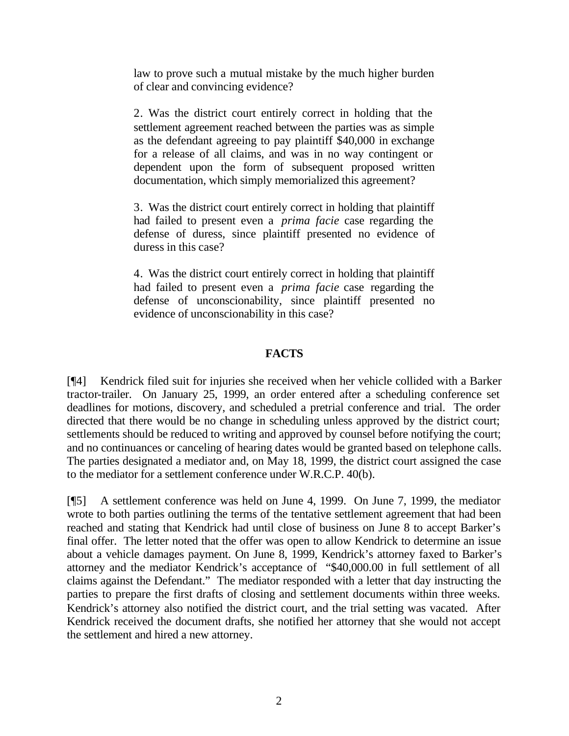> law to prove such a mutual mistake by the much higher burden of clear and convincing evidence?
>
> 2. Was the district court entirely correct in holding that the settlement agreement reached between the parties was as simple as the defendant agreeing to pay plaintiff $40,000 in exchange for a release of all claims, and was in no way contingent or dependent upon the form of subsequent proposed written documentation, which simply memorialized this agreement?
>
> 3. Was the district court entirely correct in holding that plaintiff had failed to present even a *prima facie* case regarding the defense of duress, since plaintiff presented no evidence of duress in this case?
>
> 4. Was the district court entirely correct in holding that plaintiff had failed to present even a *prima facie* case regarding the defense of unconscionability, since plaintiff presented no evidence of unconscionability in this case?

## FACTS

[¶4] Kendrick filed suit for injuries she received when her vehicle collided with a Barker tractor-trailer. On January 25, 1999, an order entered after a scheduling conference set deadlines for motions, discovery, and scheduled a pretrial conference and trial. The order directed that there would be no change in scheduling unless approved by the district court; settlements should be reduced to writing and approved by counsel before notifying the court; and no continuances or canceling of hearing dates would be granted based on telephone calls. The parties designated a mediator and, on May 18, 1999, the district court assigned the case to the mediator for a settlement conference under W.R.C.P. 40(b).

[¶5] A settlement conference was held on June 4, 1999. On June 7, 1999, the mediator wrote to both parties outlining the terms of the tentative settlement agreement that had been reached and stating that Kendrick had until close of business on June 8 to accept Barker's final offer. The letter noted that the offer was open to allow Kendrick to determine an issue about a vehicle damages payment. On June 8, 1999, Kendrick's attorney faxed to Barker's attorney and the mediator Kendrick's acceptance of "$40,000.00 in full settlement of all claims against the Defendant." The mediator responded with a letter that day instructing the parties to prepare the first drafts of closing and settlement documents within three weeks. Kendrick's attorney also notified the district court, and the trial setting was vacated. After Kendrick received the document drafts, she notified her attorney that she would not accept the settlement and hired a new attorney.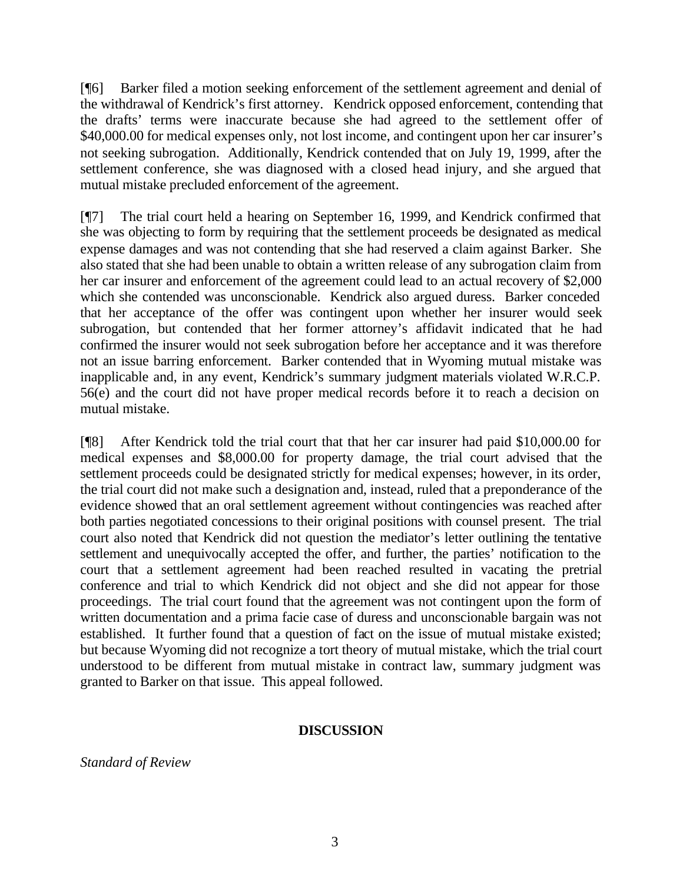[¶6] Barker filed a motion seeking enforcement of the settlement agreement and denial of the withdrawal of Kendrick's first attorney. Kendrick opposed enforcement, contending that the drafts' terms were inaccurate because she had agreed to the settlement offer of $40,000.00 for medical expenses only, not lost income, and contingent upon her car insurer's not seeking subrogation. Additionally, Kendrick contended that on July 19, 1999, after the settlement conference, she was diagnosed with a closed head injury, and she argued that mutual mistake precluded enforcement of the agreement.

[¶7] The trial court held a hearing on September 16, 1999, and Kendrick confirmed that she was objecting to form by requiring that the settlement proceeds be designated as medical expense damages and was not contending that she had reserved a claim against Barker. She also stated that she had been unable to obtain a written release of any subrogation claim from her car insurer and enforcement of the agreement could lead to an actual recovery of $2,000 which she contended was unconscionable. Kendrick also argued duress. Barker conceded that her acceptance of the offer was contingent upon whether her insurer would seek subrogation, but contended that her former attorney's affidavit indicated that he had confirmed the insurer would not seek subrogation before her acceptance and it was therefore not an issue barring enforcement. Barker contended that in Wyoming mutual mistake was inapplicable and, in any event, Kendrick's summary judgment materials violated W.R.C.P. 56(e) and the court did not have proper medical records before it to reach a decision on mutual mistake.

[¶8] After Kendrick told the trial court that that her car insurer had paid $10,000.00 for medical expenses and $8,000.00 for property damage, the trial court advised that the settlement proceeds could be designated strictly for medical expenses; however, in its order, the trial court did not make such a designation and, instead, ruled that a preponderance of the evidence showed that an oral settlement agreement without contingencies was reached after both parties negotiated concessions to their original positions with counsel present. The trial court also noted that Kendrick did not question the mediator's letter outlining the tentative settlement and unequivocally accepted the offer, and further, the parties' notification to the court that a settlement agreement had been reached resulted in vacating the pretrial conference and trial to which Kendrick did not object and she did not appear for those proceedings. The trial court found that the agreement was not contingent upon the form of written documentation and a prima facie case of duress and unconscionable bargain was not established. It further found that a question of fact on the issue of mutual mistake existed; but because Wyoming did not recognize a tort theory of mutual mistake, which the trial court understood to be different from mutual mistake in contract law, summary judgment was granted to Barker on that issue. This appeal followed.

## DISCUSSION

*Standard of Review*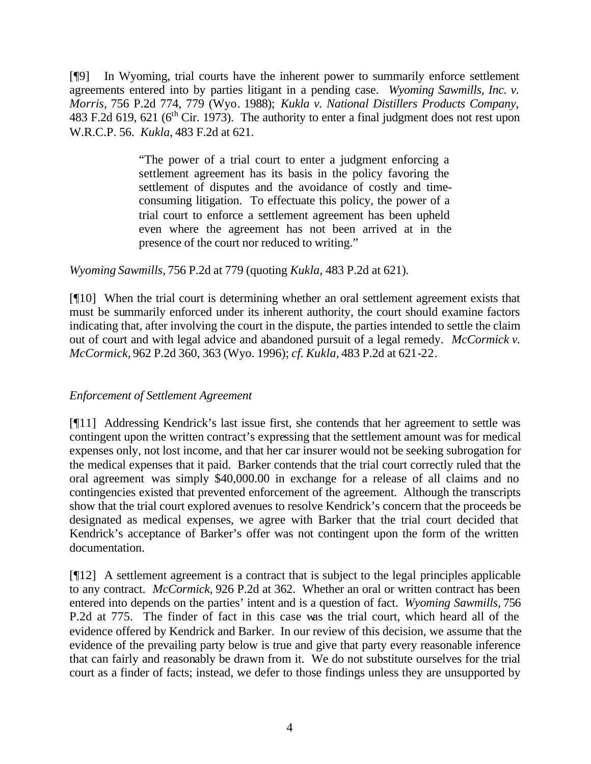[¶9] In Wyoming, trial courts have the inherent power to summarily enforce settlement agreements entered into by parties litigant in a pending case. *Wyoming Sawmills, Inc. v. Morris*, 756 P.2d 774, 779 (Wyo. 1988); *Kukla v. National Distillers Products Company*, 483 F.2d 619, 621 (6th Cir. 1973). The authority to enter a final judgment does not rest upon W.R.C.P. 56. *Kukla*, 483 F.2d at 621.

> "The power of a trial court to enter a judgment enforcing a settlement agreement has its basis in the policy favoring the settlement of disputes and the avoidance of costly and time-consuming litigation. To effectuate this policy, the power of a trial court to enforce a settlement agreement has been upheld even where the agreement has not been arrived at in the presence of the court nor reduced to writing."

*Wyoming Sawmills*, 756 P.2d at 779 (quoting *Kukla*, 483 P.2d at 621).

[¶10] When the trial court is determining whether an oral settlement agreement exists that must be summarily enforced under its inherent authority, the court should examine factors indicating that, after involving the court in the dispute, the parties intended to settle the claim out of court and with legal advice and abandoned pursuit of a legal remedy. *McCormick v. McCormick*, 962 P.2d 360, 363 (Wyo. 1996); *cf. Kukla*, 483 P.2d at 621-22.

*Enforcement of Settlement Agreement*

[¶11] Addressing Kendrick's last issue first, she contends that her agreement to settle was contingent upon the written contract's expressing that the settlement amount was for medical expenses only, not lost income, and that her car insurer would not be seeking subrogation for the medical expenses that it paid. Barker contends that the trial court correctly ruled that the oral agreement was simply $40,000.00 in exchange for a release of all claims and no contingencies existed that prevented enforcement of the agreement. Although the transcripts show that the trial court explored avenues to resolve Kendrick's concern that the proceeds be designated as medical expenses, we agree with Barker that the trial court decided that Kendrick's acceptance of Barker's offer was not contingent upon the form of the written documentation.

[¶12] A settlement agreement is a contract that is subject to the legal principles applicable to any contract. *McCormick*, 926 P.2d at 362. Whether an oral or written contract has been entered into depends on the parties' intent and is a question of fact. *Wyoming Sawmills*, 756 P.2d at 775. The finder of fact in this case was the trial court, which heard all of the evidence offered by Kendrick and Barker. In our review of this decision, we assume that the evidence of the prevailing party below is true and give that party every reasonable inference that can fairly and reasonably be drawn from it. We do not substitute ourselves for the trial court as a finder of facts; instead, we defer to those findings unless they are unsupported by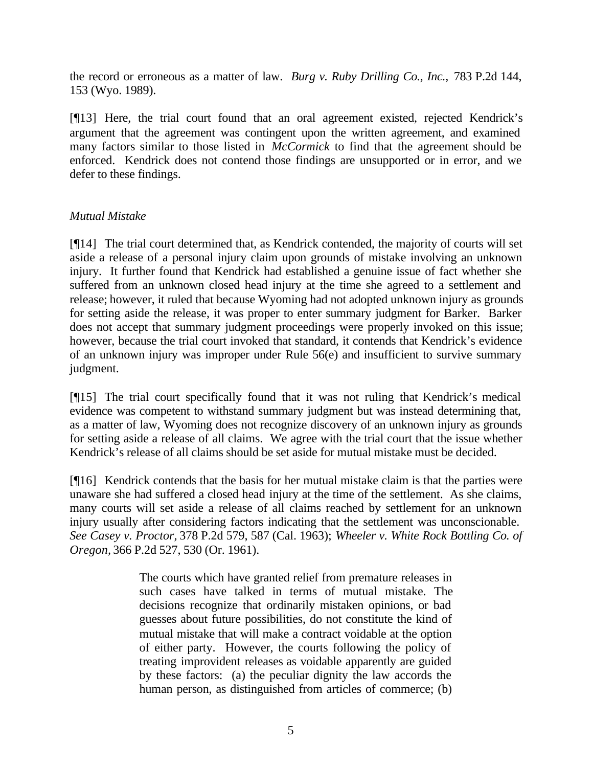the record or erroneous as a matter of law. *Burg v. Ruby Drilling Co., Inc.,* 783 P.2d 144, 153 (Wyo. 1989).

[¶13] Here, the trial court found that an oral agreement existed, rejected Kendrick's argument that the agreement was contingent upon the written agreement, and examined many factors similar to those listed in *McCormick* to find that the agreement should be enforced. Kendrick does not contend those findings are unsupported or in error, and we defer to these findings.

*Mutual Mistake*

[¶14] The trial court determined that, as Kendrick contended, the majority of courts will set aside a release of a personal injury claim upon grounds of mistake involving an unknown injury. It further found that Kendrick had established a genuine issue of fact whether she suffered from an unknown closed head injury at the time she agreed to a settlement and release; however, it ruled that because Wyoming had not adopted unknown injury as grounds for setting aside the release, it was proper to enter summary judgment for Barker. Barker does not accept that summary judgment proceedings were properly invoked on this issue; however, because the trial court invoked that standard, it contends that Kendrick's evidence of an unknown injury was improper under Rule 56(e) and insufficient to survive summary judgment.

[¶15] The trial court specifically found that it was not ruling that Kendrick's medical evidence was competent to withstand summary judgment but was instead determining that, as a matter of law, Wyoming does not recognize discovery of an unknown injury as grounds for setting aside a release of all claims. We agree with the trial court that the issue whether Kendrick's release of all claims should be set aside for mutual mistake must be decided.

[¶16] Kendrick contends that the basis for her mutual mistake claim is that the parties were unaware she had suffered a closed head injury at the time of the settlement. As she claims, many courts will set aside a release of all claims reached by settlement for an unknown injury usually after considering factors indicating that the settlement was unconscionable. *See Casey v. Proctor,* 378 P.2d 579, 587 (Cal. 1963); *Wheeler v. White Rock Bottling Co. of Oregon,* 366 P.2d 527, 530 (Or. 1961).

> The courts which have granted relief from premature releases in such cases have talked in terms of mutual mistake. The decisions recognize that ordinarily mistaken opinions, or bad guesses about future possibilities, do not constitute the kind of mutual mistake that will make a contract voidable at the option of either party. However, the courts following the policy of treating improvident releases as voidable apparently are guided by these factors: (a) the peculiar dignity the law accords the human person, as distinguished from articles of commerce; (b)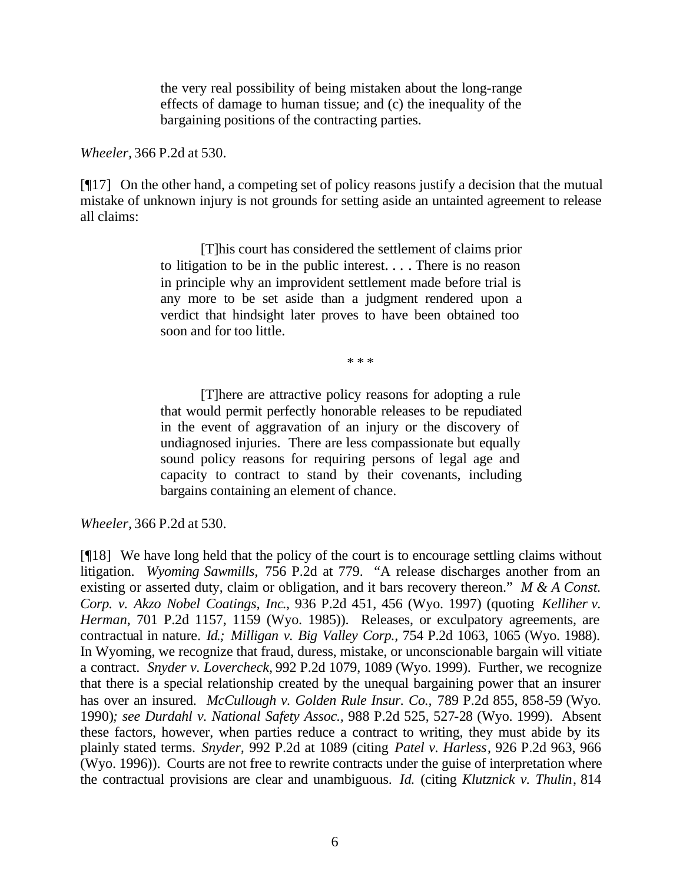> the very real possibility of being mistaken about the long-range effects of damage to human tissue; and (c) the inequality of the bargaining positions of the contracting parties.

*Wheeler*, 366 P.2d at 530.

[¶17] On the other hand, a competing set of policy reasons justify a decision that the mutual mistake of unknown injury is not grounds for setting aside an untainted agreement to release all claims:

> [T]his court has considered the settlement of claims prior to litigation to be in the public interest. . . . There is no reason in principle why an improvident settlement made before trial is any more to be set aside than a judgment rendered upon a verdict that hindsight later proves to have been obtained too soon and for too little.
>
> \* \* \*
>
> [T]here are attractive policy reasons for adopting a rule that would permit perfectly honorable releases to be repudiated in the event of aggravation of an injury or the discovery of undiagnosed injuries. There are less compassionate but equally sound policy reasons for requiring persons of legal age and capacity to contract to stand by their covenants, including bargains containing an element of chance.

*Wheeler*, 366 P.2d at 530.

[¶18] We have long held that the policy of the court is to encourage settling claims without litigation. *Wyoming Sawmills*, 756 P.2d at 779. "A release discharges another from an existing or asserted duty, claim or obligation, and it bars recovery thereon." *M & A Const. Corp. v. Akzo Nobel Coatings, Inc.*, 936 P.2d 451, 456 (Wyo. 1997) (quoting *Kelliher v. Herman*, 701 P.2d 1157, 1159 (Wyo. 1985)). Releases, or exculpatory agreements, are contractual in nature. *Id.; Milligan v. Big Valley Corp.*, 754 P.2d 1063, 1065 (Wyo. 1988). In Wyoming, we recognize that fraud, duress, mistake, or unconscionable bargain will vitiate a contract. *Snyder v. Lovercheck*, 992 P.2d 1079, 1089 (Wyo. 1999). Further, we recognize that there is a special relationship created by the unequal bargaining power that an insurer has over an insured. *McCullough v. Golden Rule Insur. Co.*, 789 P.2d 855, 858-59 (Wyo. 1990)*; see Durdahl v. National Safety Assoc.*, 988 P.2d 525, 527-28 (Wyo. 1999). Absent these factors, however, when parties reduce a contract to writing, they must abide by its plainly stated terms. *Snyder*, 992 P.2d at 1089 (citing *Patel v. Harless*, 926 P.2d 963, 966 (Wyo. 1996)). Courts are not free to rewrite contracts under the guise of interpretation where the contractual provisions are clear and unambiguous. *Id.* (citing *Klutznick v. Thulin*, 814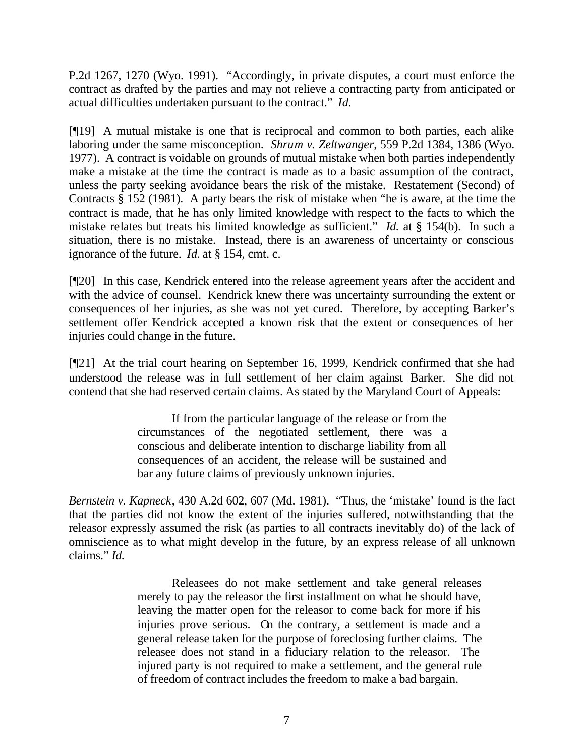P.2d 1267, 1270 (Wyo. 1991). "Accordingly, in private disputes, a court must enforce the contract as drafted by the parties and may not relieve a contracting party from anticipated or actual difficulties undertaken pursuant to the contract." *Id.*

[¶19] A mutual mistake is one that is reciprocal and common to both parties, each alike laboring under the same misconception. *Shrum v. Zeltwanger*, 559 P.2d 1384, 1386 (Wyo. 1977). A contract is voidable on grounds of mutual mistake when both parties independently make a mistake at the time the contract is made as to a basic assumption of the contract, unless the party seeking avoidance bears the risk of the mistake. Restatement (Second) of Contracts § 152 (1981). A party bears the risk of mistake when "he is aware, at the time the contract is made, that he has only limited knowledge with respect to the facts to which the mistake relates but treats his limited knowledge as sufficient." *Id.* at § 154(b). In such a situation, there is no mistake. Instead, there is an awareness of uncertainty or conscious ignorance of the future. *Id.* at § 154, cmt. c.

[¶20] In this case, Kendrick entered into the release agreement years after the accident and with the advice of counsel. Kendrick knew there was uncertainty surrounding the extent or consequences of her injuries, as she was not yet cured. Therefore, by accepting Barker's settlement offer Kendrick accepted a known risk that the extent or consequences of her injuries could change in the future.

[¶21] At the trial court hearing on September 16, 1999, Kendrick confirmed that she had understood the release was in full settlement of her claim against Barker. She did not contend that she had reserved certain claims. As stated by the Maryland Court of Appeals:

> If from the particular language of the release or from the circumstances of the negotiated settlement, there was a conscious and deliberate intention to discharge liability from all consequences of an accident, the release will be sustained and bar any future claims of previously unknown injuries.

*Bernstein v. Kapneck*, 430 A.2d 602, 607 (Md. 1981). "Thus, the 'mistake' found is the fact that the parties did not know the extent of the injuries suffered, notwithstanding that the releasor expressly assumed the risk (as parties to all contracts inevitably do) of the lack of omniscience as to what might develop in the future, by an express release of all unknown claims." *Id.*

> Releasees do not make settlement and take general releases merely to pay the releasor the first installment on what he should have, leaving the matter open for the releasor to come back for more if his injuries prove serious. On the contrary, a settlement is made and a general release taken for the purpose of foreclosing further claims. The releasee does not stand in a fiduciary relation to the releasor. The injured party is not required to make a settlement, and the general rule of freedom of contract includes the freedom to make a bad bargain.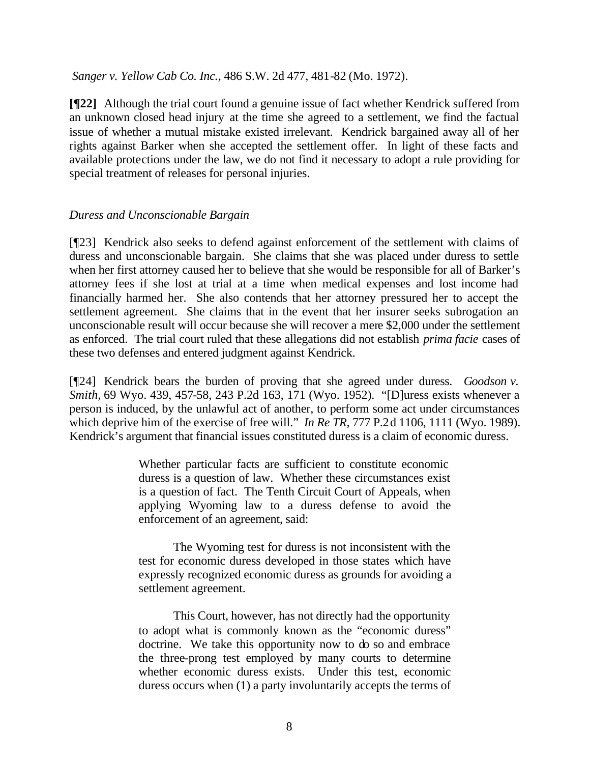*Sanger v. Yellow Cab Co. Inc.*, 486 S.W. 2d 477, 481-82 (Mo. 1972).

**[¶22]** Although the trial court found a genuine issue of fact whether Kendrick suffered from an unknown closed head injury at the time she agreed to a settlement, we find the factual issue of whether a mutual mistake existed irrelevant. Kendrick bargained away all of her rights against Barker when she accepted the settlement offer. In light of these facts and available protections under the law, we do not find it necessary to adopt a rule providing for special treatment of releases for personal injuries.

*Duress and Unconscionable Bargain*

[¶23] Kendrick also seeks to defend against enforcement of the settlement with claims of duress and unconscionable bargain. She claims that she was placed under duress to settle when her first attorney caused her to believe that she would be responsible for all of Barker's attorney fees if she lost at trial at a time when medical expenses and lost income had financially harmed her. She also contends that her attorney pressured her to accept the settlement agreement. She claims that in the event that her insurer seeks subrogation an unconscionable result will occur because she will recover a mere $2,000 under the settlement as enforced. The trial court ruled that these allegations did not establish *prima facie* cases of these two defenses and entered judgment against Kendrick.

[¶24] Kendrick bears the burden of proving that she agreed under duress. *Goodson v. Smith*, 69 Wyo. 439, 457-58, 243 P.2d 163, 171 (Wyo. 1952). "[D]uress exists whenever a person is induced, by the unlawful act of another, to perform some act under circumstances which deprive him of the exercise of free will." *In Re TR*, 777 P.2d 1106, 1111 (Wyo. 1989). Kendrick's argument that financial issues constituted duress is a claim of economic duress.

> Whether particular facts are sufficient to constitute economic duress is a question of law. Whether these circumstances exist is a question of fact. The Tenth Circuit Court of Appeals, when applying Wyoming law to a duress defense to avoid the enforcement of an agreement, said:
>
> The Wyoming test for duress is not inconsistent with the test for economic duress developed in those states which have expressly recognized economic duress as grounds for avoiding a settlement agreement.
>
> This Court, however, has not directly had the opportunity to adopt what is commonly known as the "economic duress" doctrine. We take this opportunity now to do so and embrace the three-prong test employed by many courts to determine whether economic duress exists. Under this test, economic duress occurs when (1) a party involuntarily accepts the terms of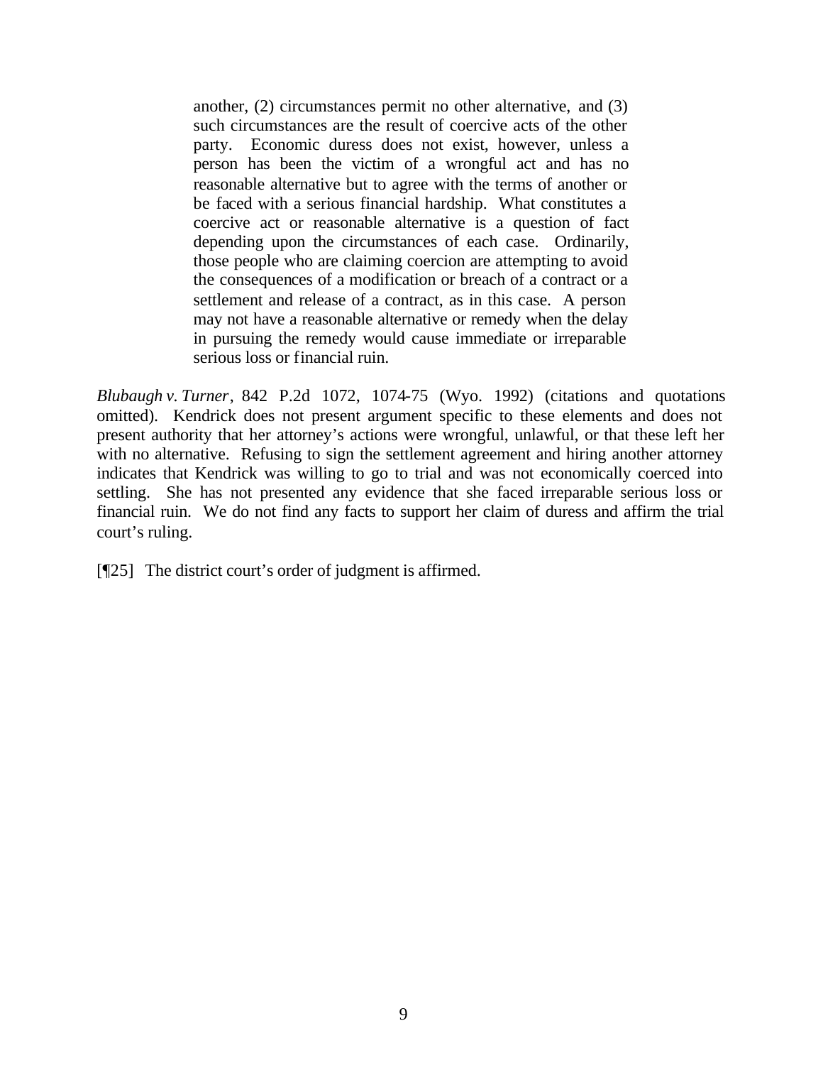> another, (2) circumstances permit no other alternative, and (3) such circumstances are the result of coercive acts of the other party. Economic duress does not exist, however, unless a person has been the victim of a wrongful act and has no reasonable alternative but to agree with the terms of another or be faced with a serious financial hardship. What constitutes a coercive act or reasonable alternative is a question of fact depending upon the circumstances of each case. Ordinarily, those people who are claiming coercion are attempting to avoid the consequences of a modification or breach of a contract or a settlement and release of a contract, as in this case. A person may not have a reasonable alternative or remedy when the delay in pursuing the remedy would cause immediate or irreparable serious loss or financial ruin.

*Blubaugh v. Turner*, 842 P.2d 1072, 1074-75 (Wyo. 1992) (citations and quotations omitted). Kendrick does not present argument specific to these elements and does not present authority that her attorney's actions were wrongful, unlawful, or that these left her with no alternative. Refusing to sign the settlement agreement and hiring another attorney indicates that Kendrick was willing to go to trial and was not economically coerced into settling. She has not presented any evidence that she faced irreparable serious loss or financial ruin. We do not find any facts to support her claim of duress and affirm the trial court's ruling.

[¶25] The district court's order of judgment is affirmed.